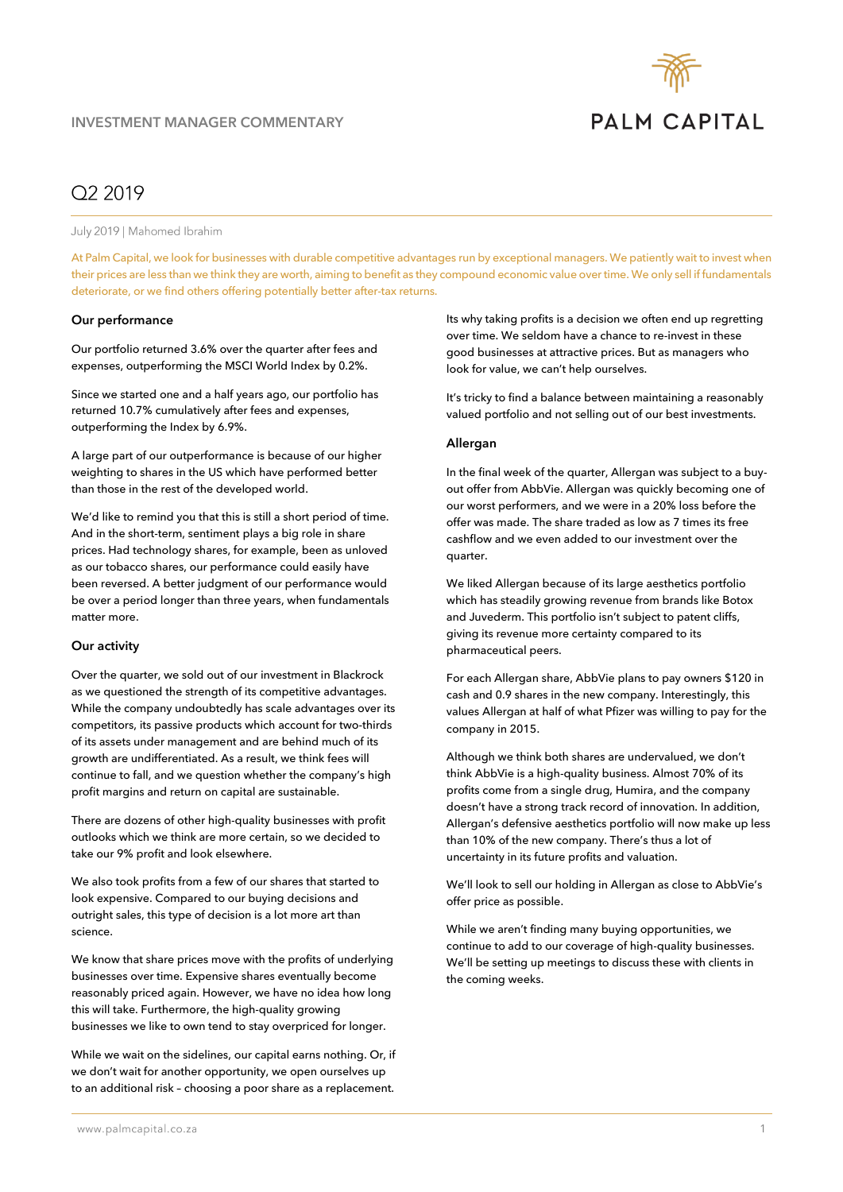INVESTMENT MANAGER COMMENTARY

PALM CAPITAL

# Q2 2019

July 2019 | Mahomed Ibrahim

At Palm Capital, we look for businesses with durable competitive advantages run by exceptional managers. We patiently wait to invest when their prices are less than we think they are worth, aiming to benefit as they compound economic value over time. We only sell if fundamentals deteriorate, or we find others offering potentially better after-tax returns.

### Our performance

Our portfolio returned 3.6% over the quarter after fees and expenses, outperforming the MSCI World Index by 0.2%.

Since we started one and a half years ago, our portfolio has returned 10.7% cumulatively after fees and expenses, outperforming the Index by 6.9%.

A large part of our outperformance is because of our higher weighting to shares in the US which have performed better than those in the rest of the developed world.

We'd like to remind you that this is still a short period of time. And in the short-term, sentiment plays a big role in share prices. Had technology shares, for example, been as unloved as our tobacco shares, our performance could easily have been reversed. A better judgment of our performance would be over a period longer than three years, when fundamentals matter more.

### Our activity

Over the quarter, we sold out of our investment in Blackrock as we questioned the strength of its competitive advantages. While the company undoubtedly has scale advantages over its competitors, its passive products which account for two-thirds of its assets under management and are behind much of its growth are undifferentiated. As a result, we think fees will continue to fall, and we question whether the company's high profit margins and return on capital are sustainable.

There are dozens of other high-quality businesses with profit outlooks which we think are more certain, so we decided to take our 9% profit and look elsewhere.

We also took profits from a few of our shares that started to look expensive. Compared to our buying decisions and outright sales, this type of decision is a lot more art than science.

We know that share prices move with the profits of underlying businesses over time. Expensive shares eventually become reasonably priced again. However, we have no idea how long this will take. Furthermore, the high-quality growing businesses we like to own tend to stay overpriced for longer.

While we wait on the sidelines, our capital earns nothing. Or, if we don't wait for another opportunity, we open ourselves up to an additional risk – choosing a poor share as a replacement.

Its why taking profits is a decision we often end up regretting over time. We seldom have a chance to re-invest in these good businesses at attractive prices. But as managers who look for value, we can't help ourselves.

It's tricky to find a balance between maintaining a reasonably valued portfolio and not selling out of our best investments.

### Allergan

In the final week of the quarter, Allergan was subject to a buy-out offer from AbbVie. Allergan was quickly becoming one of our worst performers, and we were in a 20% loss before the offer was made. The share traded as low as 7 times its free cashflow and we even added to our investment over the quarter.

We liked Allergan because of its large aesthetics portfolio which has steadily growing revenue from brands like Botox and Juvederm. This portfolio isn't subject to patent cliffs, giving its revenue more certainty compared to its pharmaceutical peers.

For each Allergan share, AbbVie plans to pay owners $120 in cash and 0.9 shares in the new company. Interestingly, this values Allergan at half of what Pfizer was willing to pay for the company in 2015.

Although we think both shares are undervalued, we don't think AbbVie is a high-quality business. Almost 70% of its profits come from a single drug, Humira, and the company doesn't have a strong track record of innovation. In addition, Allergan's defensive aesthetics portfolio will now make up less than 10% of the new company. There's thus a lot of uncertainty in its future profits and valuation.

We'll look to sell our holding in Allergan as close to AbbVie's offer price as possible.

While we aren't finding many buying opportunities, we continue to add to our coverage of high-quality businesses. We'll be setting up meetings to discuss these with clients in the coming weeks.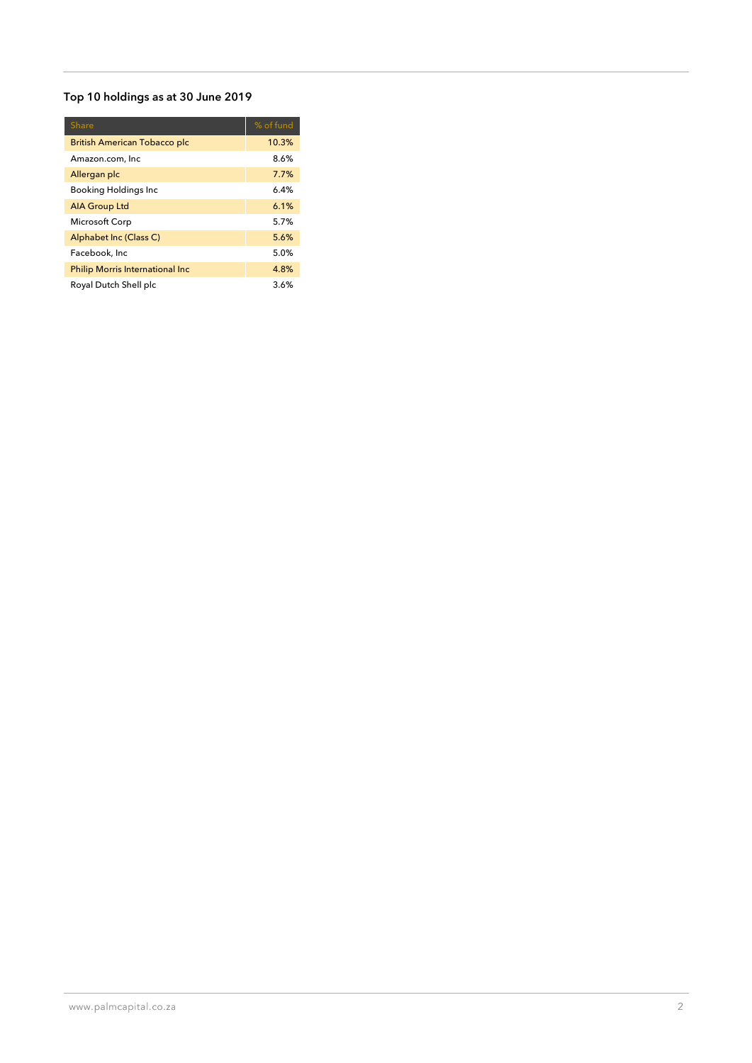## Top 10 holdings as at 30 June 2019

| Share | % of fund |
| --- | --- |
| British American Tobacco plc | 10.3% |
| Amazon.com, Inc | 8.6% |
| Allergan plc | 7.7% |
| Booking Holdings Inc | 6.4% |
| AIA Group Ltd | 6.1% |
| Microsoft Corp | 5.7% |
| Alphabet Inc (Class C) | 5.6% |
| Facebook, Inc | 5.0% |
| Philip Morris International Inc | 4.8% |
| Royal Dutch Shell plc | 3.6% |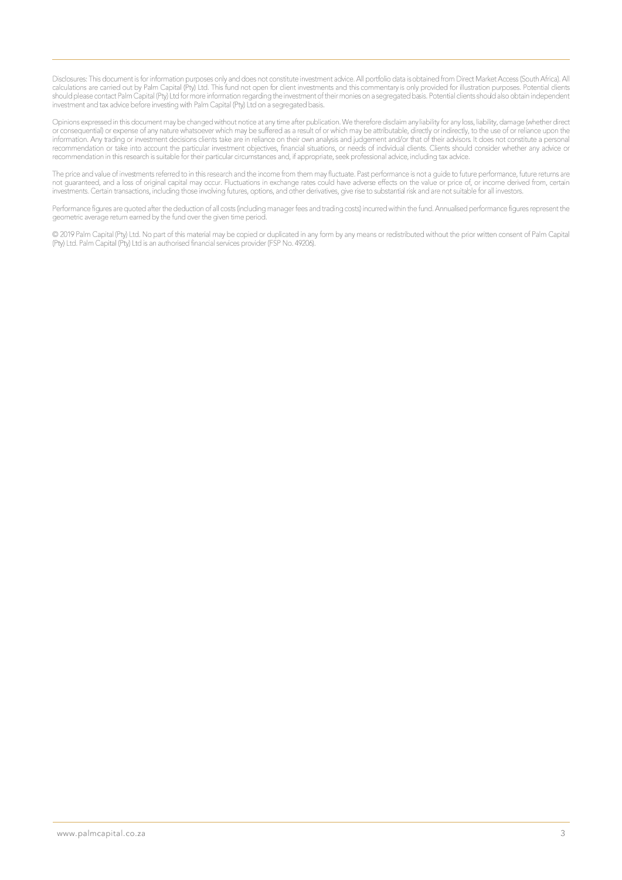Disclosures: This document is for information purposes only and does not constitute investment advice. All portfolio data is obtained from Direct Market Access (South Africa). All calculations are carried out by Palm Capital (Pty) Ltd. This fund not open for client investments and this commentary is only provided for illustration purposes. Potential clients should please contact Palm Capital (Pty) Ltd for more information regarding the investment of their monies on a segregated basis. Potential clients should also obtain independent investment and tax advice before investing with Palm Capital (Pty) Ltd on a segregated basis.

Opinions expressed in this document may be changed without notice at any time after publication. We therefore disclaim any liability for any loss, liability, damage (whether direct or consequential) or expense of any nature whatsoever which may be suffered as a result of or which may be attributable, directly or indirectly, to the use of or reliance upon the information. Any trading or investment decisions clients take are in reliance on their own analysis and judgement and/or that of their advisors. It does not constitute a personal recommendation or take into account the particular investment objectives, financial situations, or needs of individual clients. Clients should consider whether any advice or recommendation in this research is suitable for their particular circumstances and, if appropriate, seek professional advice, including tax advice.

The price and value of investments referred to in this research and the income from them may fluctuate. Past performance is not a guide to future performance, future returns are not guaranteed, and a loss of original capital may occur. Fluctuations in exchange rates could have adverse effects on the value or price of, or income derived from, certain investments. Certain transactions, including those involving futures, options, and other derivatives, give rise to substantial risk and are not suitable for all investors.

Performance figures are quoted after the deduction of all costs (including manager fees and trading costs) incurred within the fund. Annualised performance figures represent the geometric average return earned by the fund over the given time period.

© 2019 Palm Capital (Pty) Ltd. No part of this material may be copied or duplicated in any form by any means or redistributed without the prior written consent of Palm Capital (Pty) Ltd. Palm Capital (Pty) Ltd is an authorised financial services provider (FSP No. 49206).

www.palmcapital.co.za